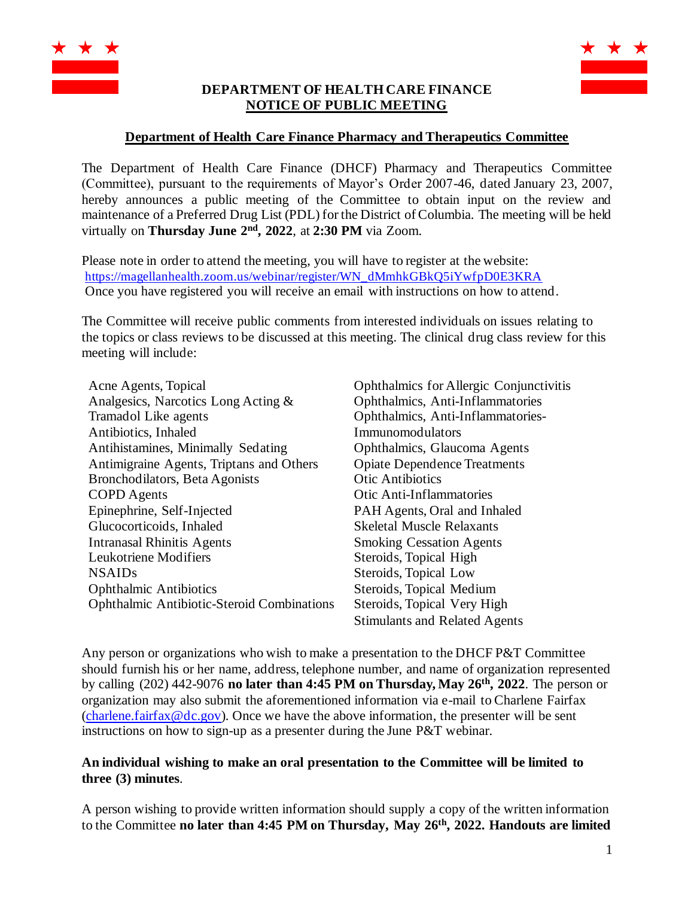**DEPARTMENT OF HEALTH CARE FINANCE**
**NOTICE OF PUBLIC MEETING**

**Department of Health Care Finance Pharmacy and Therapeutics Committee**

The Department of Health Care Finance (DHCF) Pharmacy and Therapeutics Committee (Committee), pursuant to the requirements of Mayor's Order 2007-46, dated January 23, 2007, hereby announces a public meeting of the Committee to obtain input on the review and maintenance of a Preferred Drug List (PDL) for the District of Columbia. The meeting will be held virtually on **Thursday June 2nd, 2022**, at **2:30 PM** via Zoom.

Please note in order to attend the meeting, you will have to register at the website: https://magellanhealth.zoom.us/webinar/register/WN_dMmhkGBkQ5iYwfpD0E3KRA
Once you have registered you will receive an email with instructions on how to attend.

The Committee will receive public comments from interested individuals on issues relating to the topics or class reviews to be discussed at this meeting. The clinical drug class review for this meeting will include:

- Acne Agents, Topical
- Analgesics, Narcotics Long Acting & Tramadol Like agents
- Antibiotics, Inhaled
- Antihistamines, Minimally Sedating
- Antimigraine Agents, Triptans and Others
- Bronchodilators, Beta Agonists
- COPD Agents
- Epinephrine, Self-Injected
- Glucocorticoids, Inhaled
- Intranasal Rhinitis Agents
- Leukotriene Modifiers
- NSAIDs
- Ophthalmic Antibiotics
- Ophthalmic Antibiotic-Steroid Combinations
- Ophthalmics for Allergic Conjunctivitis
- Ophthalmics, Anti-Inflammatories
- Ophthalmics, Anti-Inflammatories-Immunomodulators
- Ophthalmics, Glaucoma Agents
- Opiate Dependence Treatments
- Otic Antibiotics
- Otic Anti-Inflammatories
- PAH Agents, Oral and Inhaled
- Skeletal Muscle Relaxants
- Smoking Cessation Agents
- Steroids, Topical High
- Steroids, Topical Low
- Steroids, Topical Medium
- Steroids, Topical Very High
- Stimulants and Related Agents

Any person or organizations who wish to make a presentation to the DHCF P&T Committee should furnish his or her name, address, telephone number, and name of organization represented by calling (202) 442-9076 **no later than 4:45 PM on Thursday, May 26th, 2022**. The person or organization may also submit the aforementioned information via e-mail to Charlene Fairfax (charlene.fairfax@dc.gov). Once we have the above information, the presenter will be sent instructions on how to sign-up as a presenter during the June P&T webinar.

**An individual wishing to make an oral presentation to the Committee will be limited to three (3) minutes**.

A person wishing to provide written information should supply a copy of the written information to the Committee **no later than 4:45 PM on Thursday, May 26th, 2022. Handouts are limited**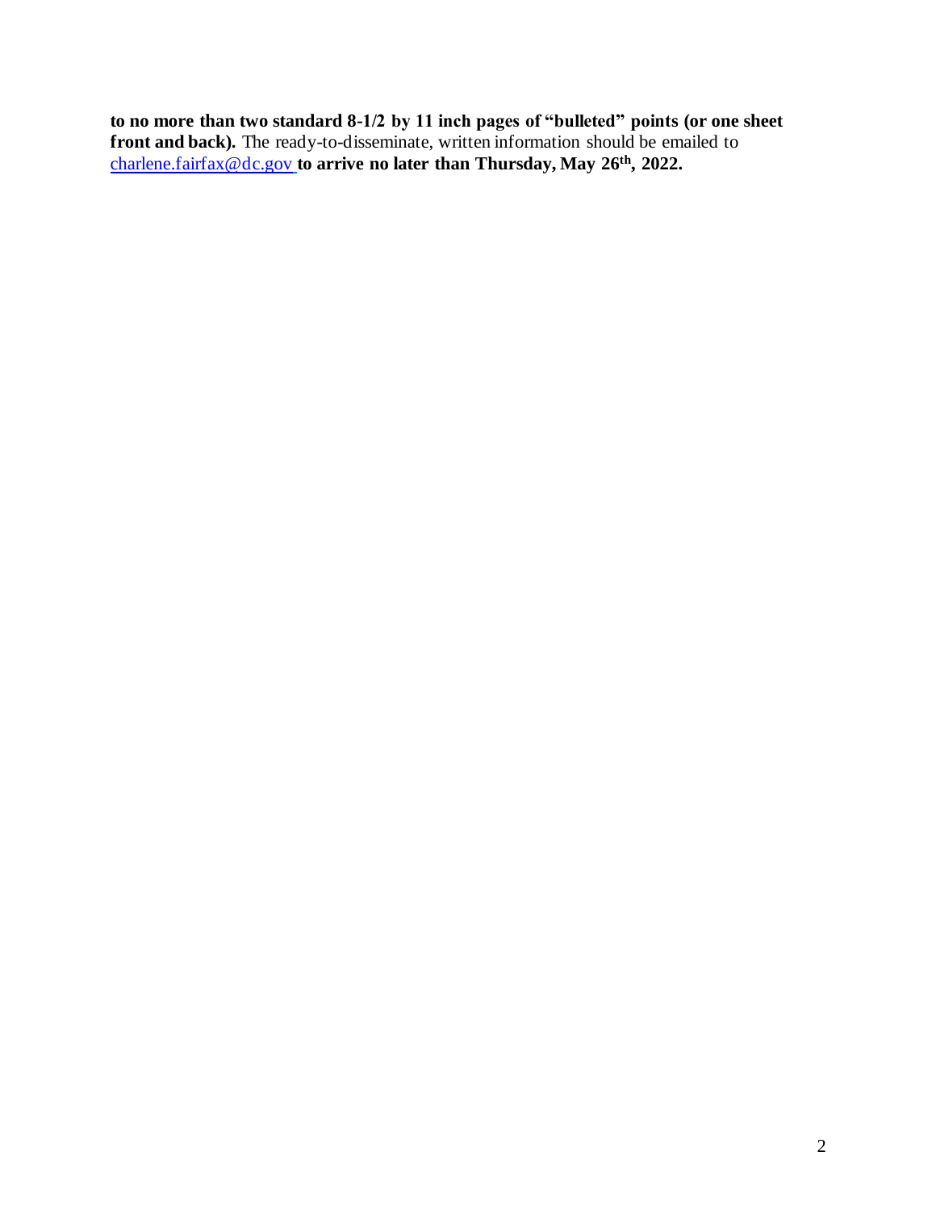**to no more than two standard 8-1/2 by 11 inch pages of "bulleted" points (or one sheet front and back).** The ready-to-disseminate, written information should be emailed to charlene.fairfax@dc.gov **to arrive no later than Thursday, May 26th, 2022.**